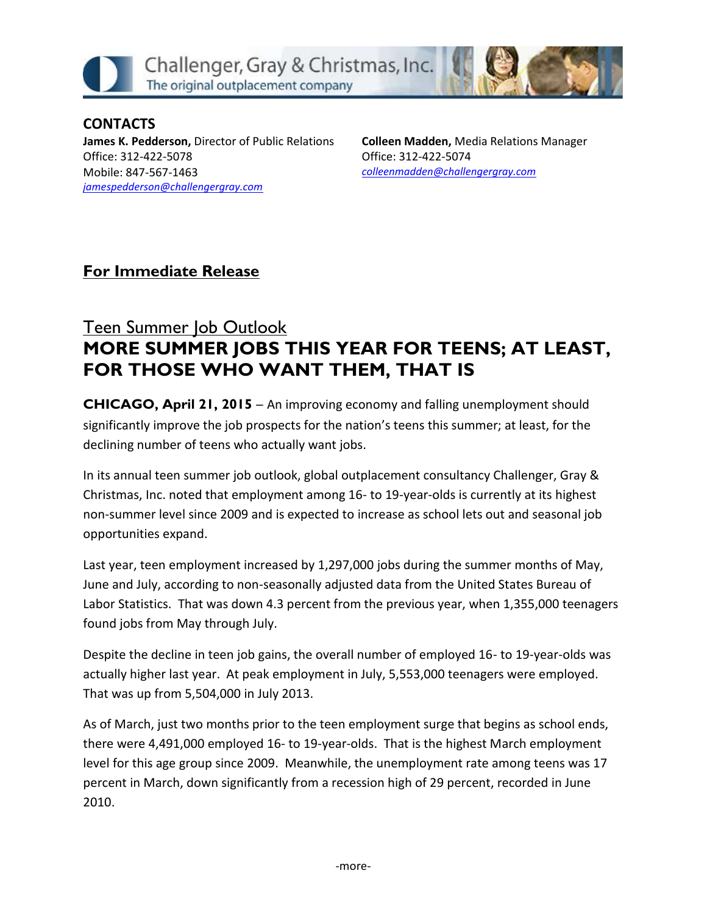Challenger, Gray & Christmas, Inc.
The original outplacement company

**CONTACTS**

**James K. Pedderson,** Director of Public Relations
Office: 312-422-5078
Mobile: 847-567-1463
jamespedderson@challengergray.com

**Colleen Madden,** Media Relations Manager
Office: 312-422-5074
colleenmadden@challengergray.com

## For Immediate Release

Teen Summer Job Outlook

# MORE SUMMER JOBS THIS YEAR FOR TEENS; AT LEAST, FOR THOSE WHO WANT THEM, THAT IS

**CHICAGO, April 21, 2015** – An improving economy and falling unemployment should significantly improve the job prospects for the nation's teens this summer; at least, for the declining number of teens who actually want jobs.

In its annual teen summer job outlook, global outplacement consultancy Challenger, Gray & Christmas, Inc. noted that employment among 16- to 19-year-olds is currently at its highest non-summer level since 2009 and is expected to increase as school lets out and seasonal job opportunities expand.

Last year, teen employment increased by 1,297,000 jobs during the summer months of May, June and July, according to non-seasonally adjusted data from the United States Bureau of Labor Statistics. That was down 4.3 percent from the previous year, when 1,355,000 teenagers found jobs from May through July.

Despite the decline in teen job gains, the overall number of employed 16- to 19-year-olds was actually higher last year. At peak employment in July, 5,553,000 teenagers were employed. That was up from 5,504,000 in July 2013.

As of March, just two months prior to the teen employment surge that begins as school ends, there were 4,491,000 employed 16- to 19-year-olds. That is the highest March employment level for this age group since 2009. Meanwhile, the unemployment rate among teens was 17 percent in March, down significantly from a recession high of 29 percent, recorded in June 2010.

-more-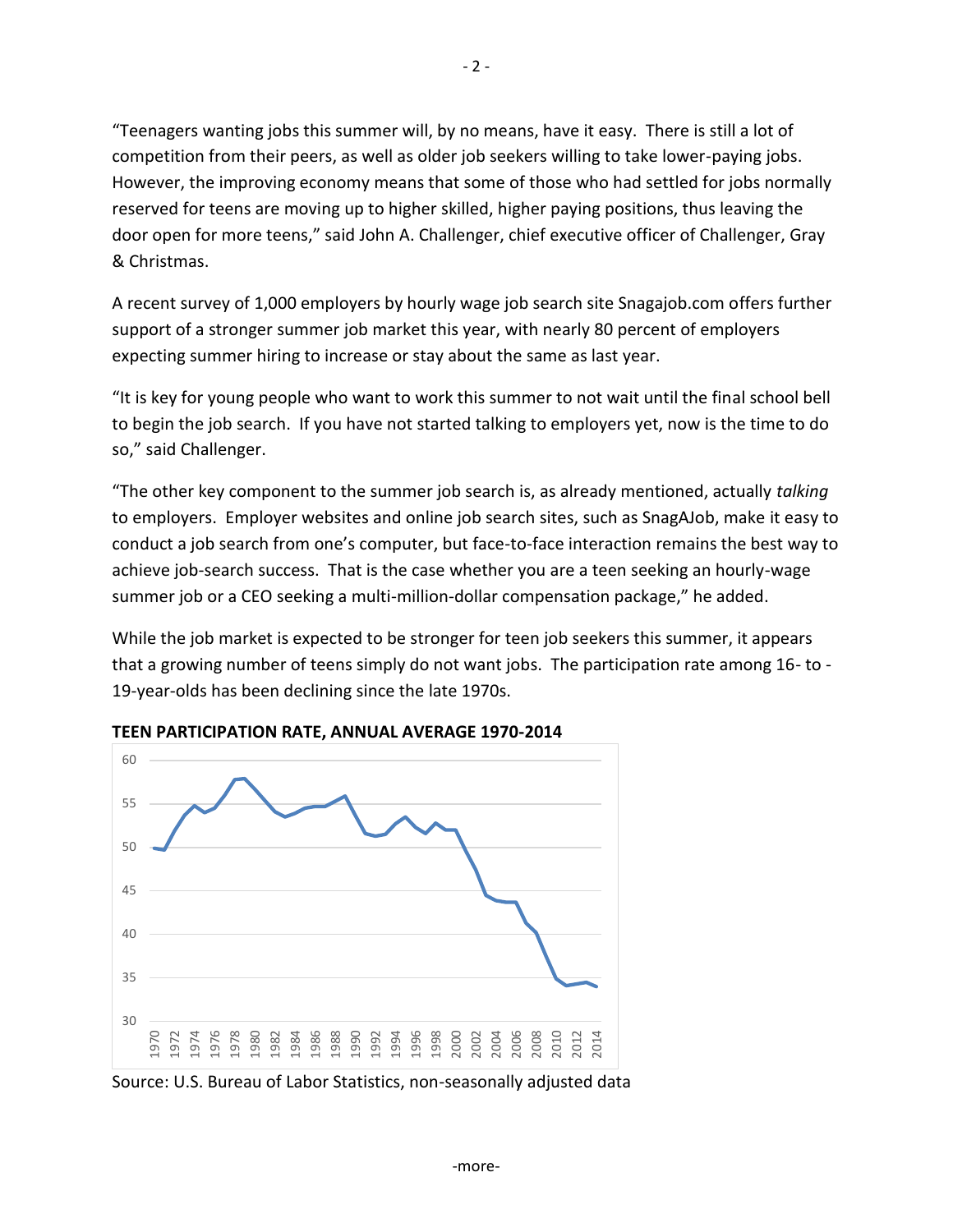"Teenagers wanting jobs this summer will, by no means, have it easy. There is still a lot of competition from their peers, as well as older job seekers willing to take lower-paying jobs. However, the improving economy means that some of those who had settled for jobs normally reserved for teens are moving up to higher skilled, higher paying positions, thus leaving the door open for more teens," said John A. Challenger, chief executive officer of Challenger, Gray & Christmas.

A recent survey of 1,000 employers by hourly wage job search site Snagajob.com offers further support of a stronger summer job market this year, with nearly 80 percent of employers expecting summer hiring to increase or stay about the same as last year.

"It is key for young people who want to work this summer to not wait until the final school bell to begin the job search. If you have not started talking to employers yet, now is the time to do so," said Challenger.

"The other key component to the summer job search is, as already mentioned, actually *talking* to employers. Employer websites and online job search sites, such as SnagAJob, make it easy to conduct a job search from one's computer, but face-to-face interaction remains the best way to achieve job-search success. That is the case whether you are a teen seeking an hourly-wage summer job or a CEO seeking a multi-million-dollar compensation package," he added.

While the job market is expected to be stronger for teen job seekers this summer, it appears that a growing number of teens simply do not want jobs. The participation rate among 16- to -19-year-olds has been declining since the late 1970s.

**TEEN PARTICIPATION RATE, ANNUAL AVERAGE 1970-2014**

Source: U.S. Bureau of Labor Statistics, non-seasonally adjusted data

-more-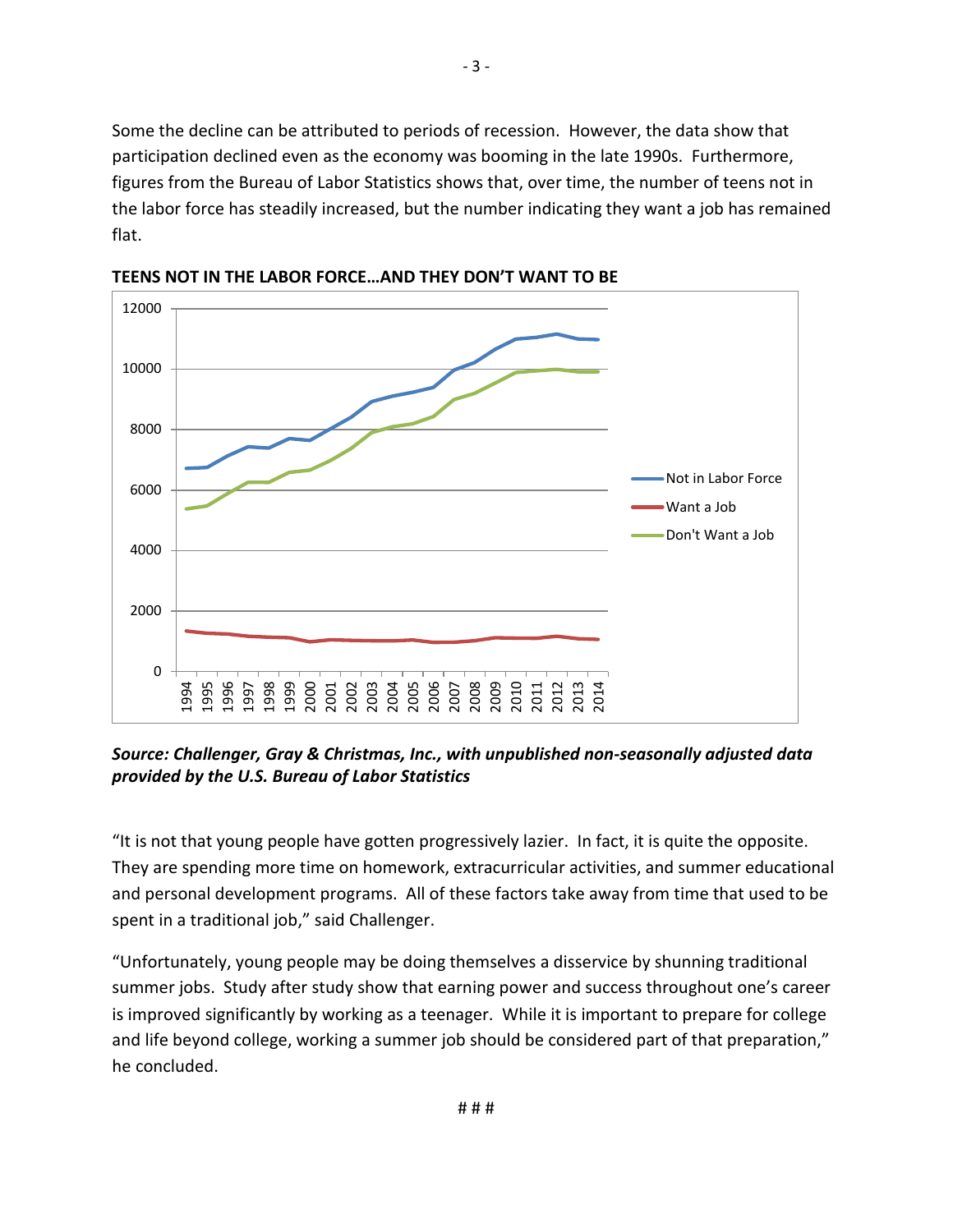Some the decline can be attributed to periods of recession. However, the data show that participation declined even as the economy was booming in the late 1990s. Furthermore, figures from the Bureau of Labor Statistics shows that, over time, the number of teens not in the labor force has steadily increased, but the number indicating they want a job has remained flat.

**TEENS NOT IN THE LABOR FORCE…AND THEY DON'T WANT TO BE**

12000
10000
8000
6000
4000
2000
0

1994 1995 1996 1997 1998 1999 2000 2001 2002 2003 2004 2005 2006 2007 2008 2009 2010 2011 2012 2013 2014

Not in Labor Force
Want a Job
Don't Want a Job

***Source: Challenger, Gray & Christmas, Inc., with unpublished non-seasonally adjusted data provided by the U.S. Bureau of Labor Statistics***

"It is not that young people have gotten progressively lazier. In fact, it is quite the opposite. They are spending more time on homework, extracurricular activities, and summer educational and personal development programs. All of these factors take away from time that used to be spent in a traditional job," said Challenger.

"Unfortunately, young people may be doing themselves a disservice by shunning traditional summer jobs. Study after study show that earning power and success throughout one's career is improved significantly by working as a teenager. While it is important to prepare for college and life beyond college, working a summer job should be considered part of that preparation," he concluded.

# # #